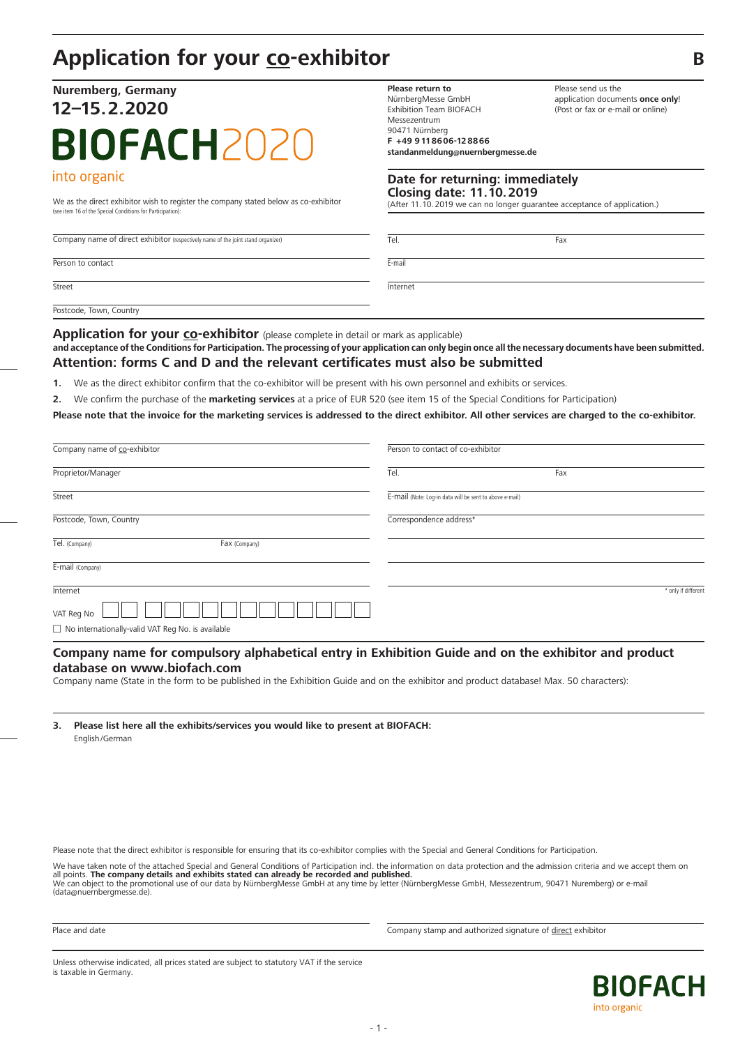# Application for your co-exhibitor

B

**Nuremberg, Germany**
**12–15.2.2020**

**BIOFACH2020**
into organic

We as the direct exhibitor wish to register the company stated below as co-exhibitor
(see item 16 of the Special Conditions for Participation):

**Please return to**
NürnbergMesse GmbH
Exhibition Team BIOFACH
Messezentrum
90471 Nürnberg
**F +49 9 11 86 06-12 88 66**
**standanmeldung@nuernbergmesse.de**

Please send us the application documents **once only**! (Post or fax or e-mail or online)

**Date for returning: immediately**
**Closing date: 11.10.2019**
(After 11.10.2019 we can no longer guarantee acceptance of application.)

Company name of direct exhibitor (respectively name of the joint stand organizer)

Person to contact

Street

Postcode, Town, Country

Tel. | Fax

E-mail

Internet

## Application for your co-exhibitor (please complete in detail or mark as applicable)

**and acceptance of the Conditions for Participation. The processing of your application can only begin once all the necessary documents have been submitted.**

**Attention: forms C and D and the relevant certificates must also be submitted**

1. We as the direct exhibitor confirm that the co-exhibitor will be present with his own personnel and exhibits or services.
2. We confirm the purchase of the **marketing services** at a price of EUR 520 (see item 15 of the Special Conditions for Participation)

**Please note that the invoice for the marketing services is addressed to the direct exhibitor. All other services are charged to the co-exhibitor.**

Company name of co-exhibitor

Proprietor/Manager

Street

Postcode, Town, Country

Tel. (Company) | Fax (Company)

E-mail (Company)

Internet

VAT Reg No

☐ No internationally-valid VAT Reg No. is available

Person to contact of co-exhibitor

Tel. | Fax

E-mail (Note: Log-in data will be sent to above e-mail)

Correspondence address*

\* only if different

## Company name for compulsory alphabetical entry in Exhibition Guide and on the exhibitor and product database on www.biofach.com

Company name (State in the form to be published in the Exhibition Guide and on the exhibitor and product database! Max. 50 characters):

3. **Please list here all the exhibits/services you would like to present at BIOFACH:**
   English/German

Please note that the direct exhibitor is responsible for ensuring that its co-exhibitor complies with the Special and General Conditions for Participation.

We have taken note of the attached Special and General Conditions of Participation incl. the information on data protection and the admission criteria and we accept them on all points. **The company details and exhibits stated can already be recorded and published.**
We can object to the promotional use of our data by NürnbergMesse GmbH at any time by letter (NürnbergMesse GmbH, Messezentrum, 90471 Nuremberg) or e-mail (data@nuernbergmesse.de).

Place and date

Company stamp and authorized signature of direct exhibitor

Unless otherwise indicated, all prices stated are subject to statutory VAT if the service is taxable in Germany.

**BIOFACH**
into organic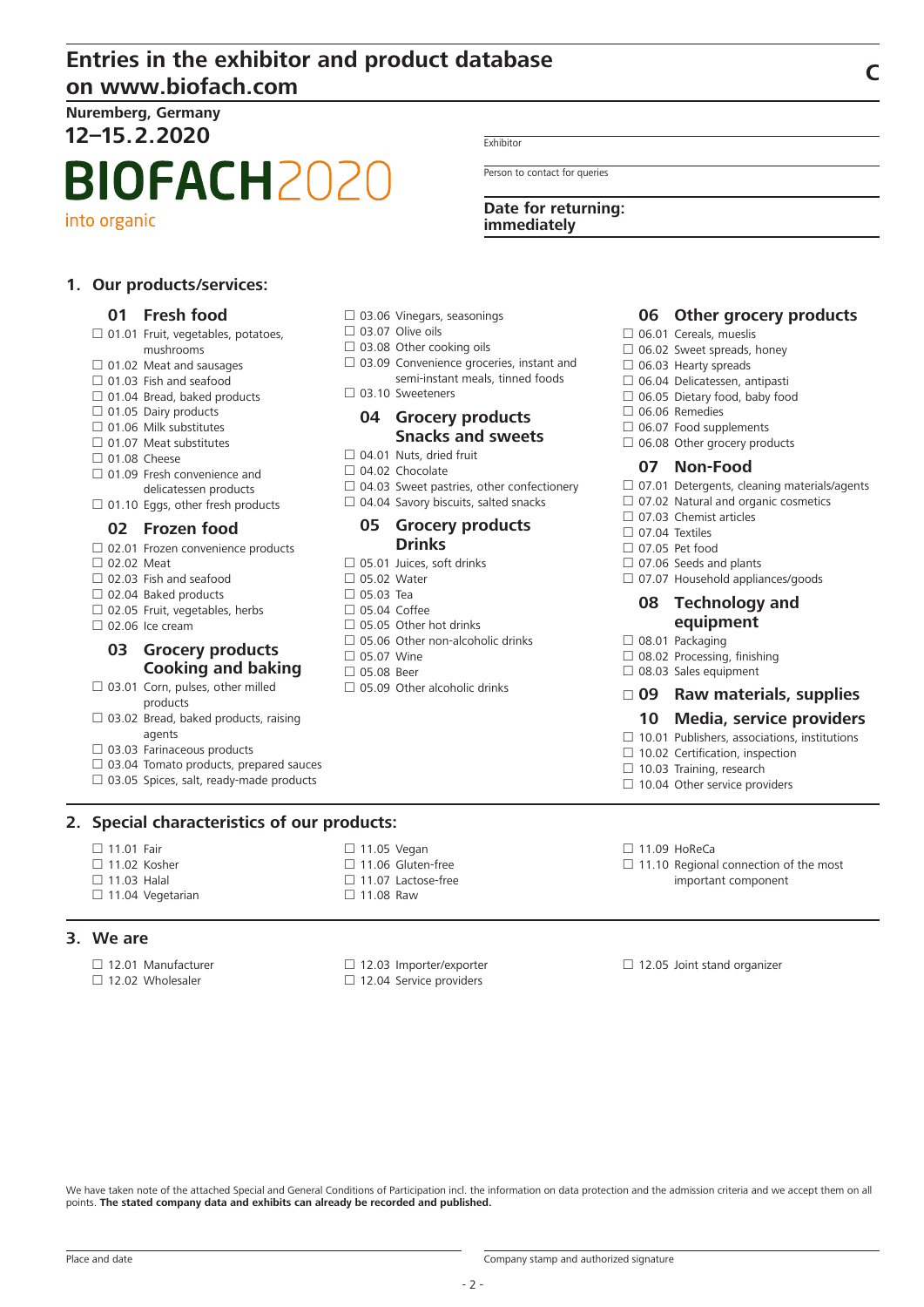# Entries in the exhibitor and product database on www.biofach.com

C

**Nuremberg, Germany**
**12–15.2.2020**

**BIOFACH2020**
into organic

Exhibitor

Person to contact for queries

**Date for returning: immediately**

## 1. Our products/services:

### 01 Fresh food

- ☐ 01.01 Fruit, vegetables, potatoes, mushrooms
- ☐ 01.02 Meat and sausages
- ☐ 01.03 Fish and seafood
- ☐ 01.04 Bread, baked products
- ☐ 01.05 Dairy products
- ☐ 01.06 Milk substitutes
- ☐ 01.07 Meat substitutes
- ☐ 01.08 Cheese
- ☐ 01.09 Fresh convenience and delicatessen products
- ☐ 01.10 Eggs, other fresh products

### 02 Frozen food

- ☐ 02.01 Frozen convenience products
- ☐ 02.02 Meat
- ☐ 02.03 Fish and seafood
- ☐ 02.04 Baked products
- ☐ 02.05 Fruit, vegetables, herbs
- ☐ 02.06 Ice cream

### 03 Grocery products Cooking and baking

- ☐ 03.01 Corn, pulses, other milled products
- ☐ 03.02 Bread, baked products, raising agents
- ☐ 03.03 Farinaceous products
- ☐ 03.04 Tomato products, prepared sauces
- ☐ 03.05 Spices, salt, ready-made products
- ☐ 03.06 Vinegars, seasonings
- ☐ 03.07 Olive oils
- ☐ 03.08 Other cooking oils
- ☐ 03.09 Convenience groceries, instant and semi-instant meals, tinned foods
- ☐ 03.10 Sweeteners

### 04 Grocery products Snacks and sweets

- ☐ 04.01 Nuts, dried fruit
- ☐ 04.02 Chocolate
- ☐ 04.03 Sweet pastries, other confectionery
- ☐ 04.04 Savory biscuits, salted snacks

### 05 Grocery products Drinks

- ☐ 05.01 Juices, soft drinks
- ☐ 05.02 Water
- ☐ 05.03 Tea
- ☐ 05.04 Coffee
- ☐ 05.05 Other hot drinks
- ☐ 05.06 Other non-alcoholic drinks
- ☐ 05.07 Wine
- ☐ 05.08 Beer
- ☐ 05.09 Other alcoholic drinks

### 06 Other grocery products

- ☐ 06.01 Cereals, mueslis
- ☐ 06.02 Sweet spreads, honey
- ☐ 06.03 Hearty spreads
- ☐ 06.04 Delicatessen, antipasti
- ☐ 06.05 Dietary food, baby food
- ☐ 06.06 Remedies
- ☐ 06.07 Food supplements
- ☐ 06.08 Other grocery products

### 07 Non-Food

- ☐ 07.01 Detergents, cleaning materials/agents
- ☐ 07.02 Natural and organic cosmetics
- ☐ 07.03 Chemist articles
- ☐ 07.04 Textiles
- ☐ 07.05 Pet food
- ☐ 07.06 Seeds and plants
- ☐ 07.07 Household appliances/goods

### 08 Technology and equipment

- ☐ 08.01 Packaging
- ☐ 08.02 Processing, finishing
- ☐ 08.03 Sales equipment

### ☐ 09 Raw materials, supplies

### 10 Media, service providers

- ☐ 10.01 Publishers, associations, institutions
- ☐ 10.02 Certification, inspection
- ☐ 10.03 Training, research
- ☐ 10.04 Other service providers

## 2. Special characteristics of our products:

- ☐ 11.01 Fair
- ☐ 11.02 Kosher
- ☐ 11.03 Halal
- ☐ 11.04 Vegetarian
- ☐ 11.05 Vegan
- ☐ 11.06 Gluten-free
- ☐ 11.07 Lactose-free
- ☐ 11.08 Raw
- ☐ 11.09 HoReCa
- ☐ 11.10 Regional connection of the most important component

## 3. We are

- ☐ 12.01 Manufacturer
- ☐ 12.02 Wholesaler
- ☐ 12.03 Importer/exporter
- ☐ 12.04 Service providers
- ☐ 12.05 Joint stand organizer

We have taken note of the attached Special and General Conditions of Participation incl. the information on data protection and the admission criteria and we accept them on all points. **The stated company data and exhibits can already be recorded and published.**

Place and date

Company stamp and authorized signature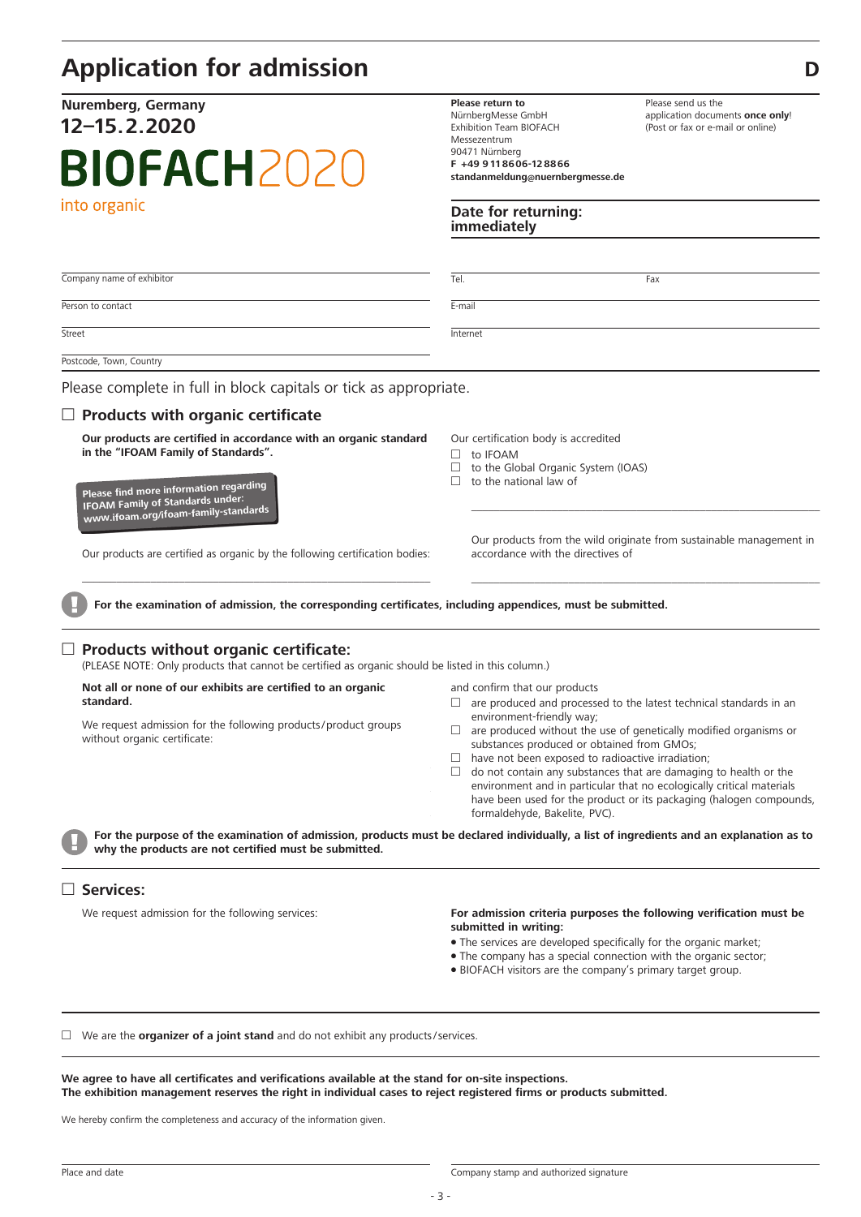# Application for admission

**D**

**Nuremberg, Germany**

**12–15.2.2020**

**BIOFACH**2020

into organic

**Please return to**
NürnbergMesse GmbH
Exhibition Team BIOFACH
Messezentrum
90471 Nürnberg
**F +49 9 11 86 06-12 88 66**
**standanmeldung@nuernbergmesse.de**

Please send us the application documents **once only**! (Post or fax or e-mail or online)

**Date for returning: immediately**

Company name of exhibitor

Person to contact

Street

Postcode, Town, Country

Tel.

Fax

E-mail

Internet

Please complete in full in block capitals or tick as appropriate.

## ☐ Products with organic certificate

**Our products are certified in accordance with an organic standard in the "IFOAM Family of Standards".**

**Please find more information regarding IFOAM Family of Standards under: www.ifoam.org/ifoam-family-standards**

Our products are certified as organic by the following certification bodies:

Our certification body is accredited

- ☐ to IFOAM
- ☐ to the Global Organic System (IOAS)
- ☐ to the national law of

Our products from the wild originate from sustainable management in accordance with the directives of

**For the examination of admission, the corresponding certificates, including appendices, must be submitted.**

## ☐ Products without organic certificate:

(PLEASE NOTE: Only products that cannot be certified as organic should be listed in this column.)

**Not all or none of our exhibits are certified to an organic standard.**

We request admission for the following products/product groups without organic certificate:

and confirm that our products

- ☐ are produced and processed to the latest technical standards in an environment-friendly way;
- ☐ are produced without the use of genetically modified organisms or substances produced or obtained from GMOs;
- ☐ have not been exposed to radioactive irradiation;
- ☐ do not contain any substances that are damaging to health or the environment and in particular that no ecologically critical materials have been used for the product or its packaging (halogen compounds, formaldehyde, Bakelite, PVC).

**For the purpose of the examination of admission, products must be declared individually, a list of ingredients and an explanation as to why the products are not certified must be submitted.**

## ☐ Services:

We request admission for the following services:

**For admission criteria purposes the following verification must be submitted in writing:**

- The services are developed specifically for the organic market;
- The company has a special connection with the organic sector;
- BIOFACH visitors are the company's primary target group.

☐ We are the **organizer of a joint stand** and do not exhibit any products/services.

**We agree to have all certificates and verifications available at the stand for on-site inspections.**
**The exhibition management reserves the right in individual cases to reject registered firms or products submitted.**

We hereby confirm the completeness and accuracy of the information given.

Place and date

Company stamp and authorized signature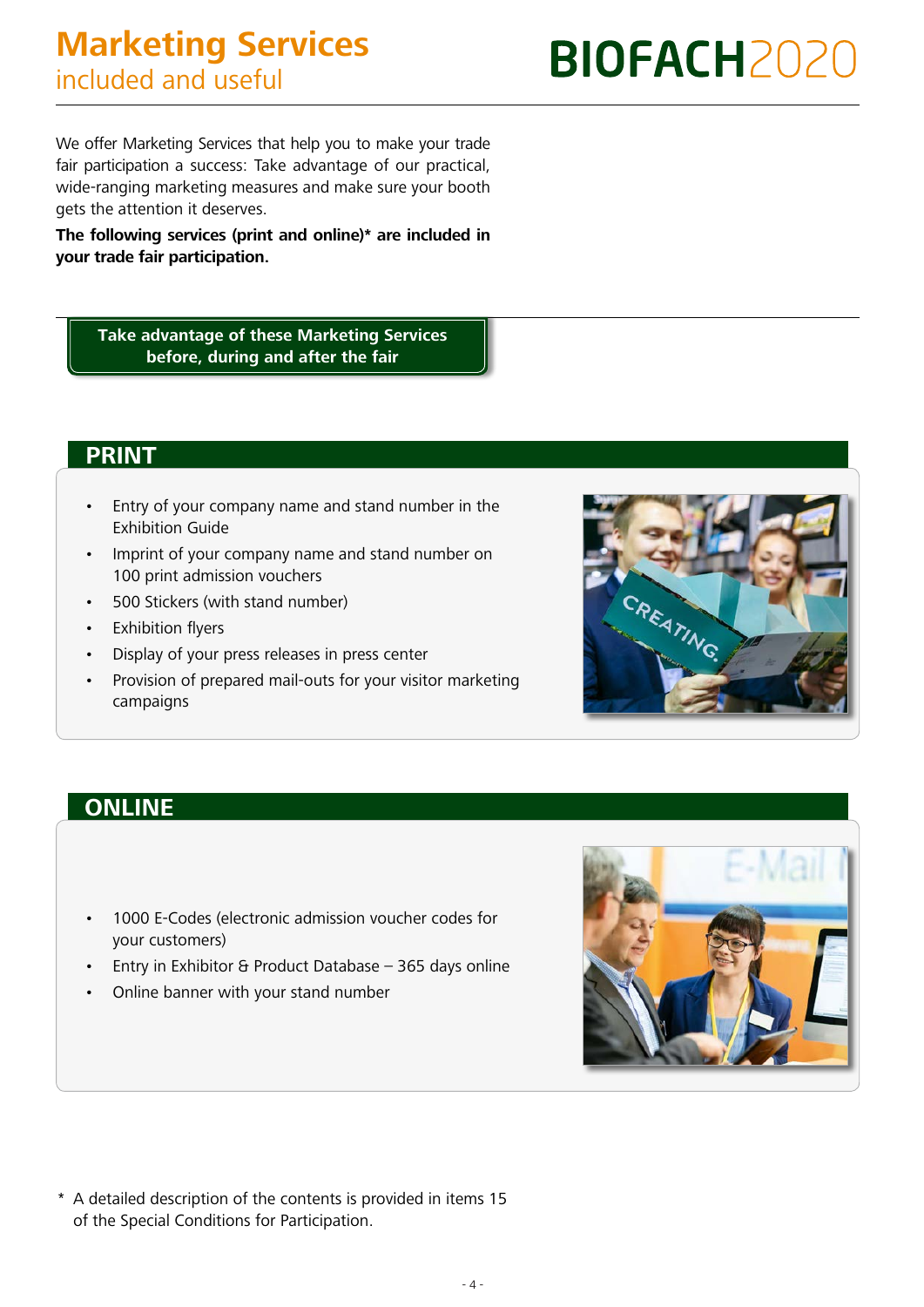# Marketing Services
## included and useful

**BIOFACH2020**

We offer Marketing Services that help you to make your trade fair participation a success: Take advantage of our practical, wide-ranging marketing measures and make sure your booth gets the attention it deserves.

**The following services (print and online)* are included in your trade fair participation.**

**Take advantage of these Marketing Services before, during and after the fair**

## PRINT

- Entry of your company name and stand number in the Exhibition Guide
- Imprint of your company name and stand number on 100 print admission vouchers
- 500 Stickers (with stand number)
- Exhibition flyers
- Display of your press releases in press center
- Provision of prepared mail-outs for your visitor marketing campaigns

## ONLINE

- 1000 E-Codes (electronic admission voucher codes for your customers)
- Entry in Exhibitor & Product Database – 365 days online
- Online banner with your stand number

\* A detailed description of the contents is provided in items 15 of the Special Conditions for Participation.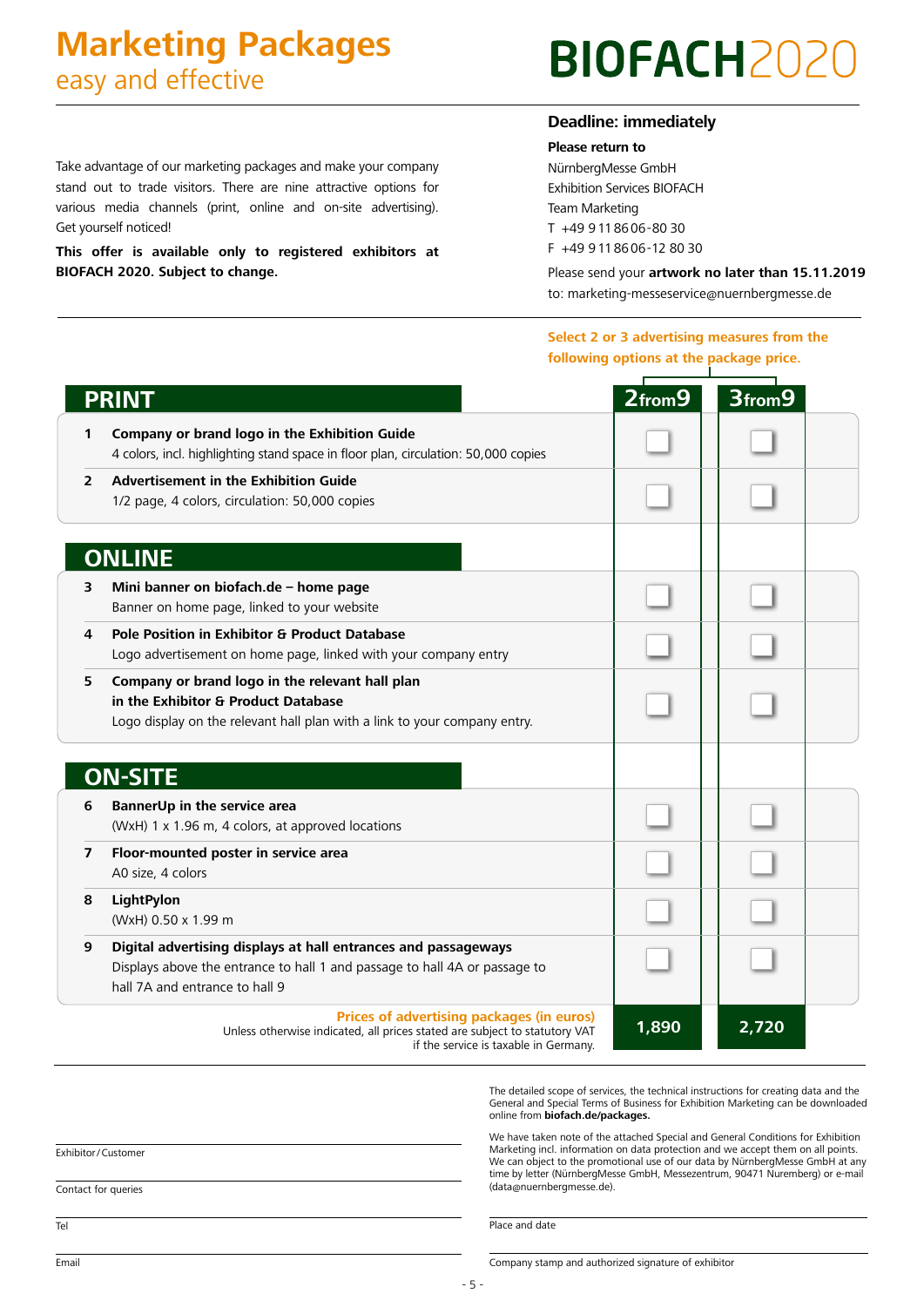# Marketing Packages
easy and effective

# BIOFACH2020

Take advantage of our marketing packages and make your company stand out to trade visitors. There are nine attractive options for various media channels (print, online and on-site advertising). Get yourself noticed!

**This offer is available only to registered exhibitors at BIOFACH 2020. Subject to change.**

**Deadline: immediately**

**Please return to**
NürnbergMesse GmbH
Exhibition Services BIOFACH
Team Marketing
T +49 9 11 86 06-80 30
F +49 9 11 86 06-12 80 30

Please send your **artwork no later than 15.11.2019** to: marketing-messeservice@nuernbergmesse.de

Select 2 or 3 advertising measures from the following options at the package price.

| | | 2 from 9 | 3 from 9 |
|---|---|---|---|
| **PRINT** | | | |
| 1 | **Company or brand logo in the Exhibition Guide**<br>4 colors, incl. highlighting stand space in floor plan, circulation: 50,000 copies | ☐ | ☐ |
| 2 | **Advertisement in the Exhibition Guide**<br>1/2 page, 4 colors, circulation: 50,000 copies | ☐ | ☐ |
| **ONLINE** | | | |
| 3 | **Mini banner on biofach.de – home page**<br>Banner on home page, linked to your website | ☐ | ☐ |
| 4 | **Pole Position in Exhibitor & Product Database**<br>Logo advertisement on home page, linked with your company entry | ☐ | ☐ |
| 5 | **Company or brand logo in the relevant hall plan in the Exhibitor & Product Database**<br>Logo display on the relevant hall plan with a link to your company entry. | ☐ | ☐ |
| **ON-SITE** | | | |
| 6 | **BannerUp in the service area**<br>(WxH) 1 x 1.96 m, 4 colors, at approved locations | ☐ | ☐ |
| 7 | **Floor-mounted poster in service area**<br>A0 size, 4 colors | ☐ | ☐ |
| 8 | **LightPylon**<br>(WxH) 0.50 x 1.99 m | ☐ | ☐ |
| 9 | **Digital advertising displays at hall entrances and passageways**<br>Displays above the entrance to hall 1 and passage to hall 4A or passage to hall 7A and entrance to hall 9 | ☐ | ☐ |
| | **Prices of advertising packages (in euros)**<br>Unless otherwise indicated, all prices stated are subject to statutory VAT if the service is taxable in Germany. | **1,890** | **2,720** |

The detailed scope of services, the technical instructions for creating data and the General and Special Terms of Business for Exhibition Marketing can be downloaded online from **biofach.de/packages.**

We have taken note of the attached Special and General Conditions for Exhibition Marketing incl. information on data protection and we accept them on all points. We can object to the promotional use of our data by NürnbergMesse GmbH at any time by letter (NürnbergMesse GmbH, Messezentrum, 90471 Nuremberg) or e-mail (data@nuernbergmesse.de).

Exhibitor/Customer

Contact for queries

Tel

Email

Place and date

Company stamp and authorized signature of exhibitor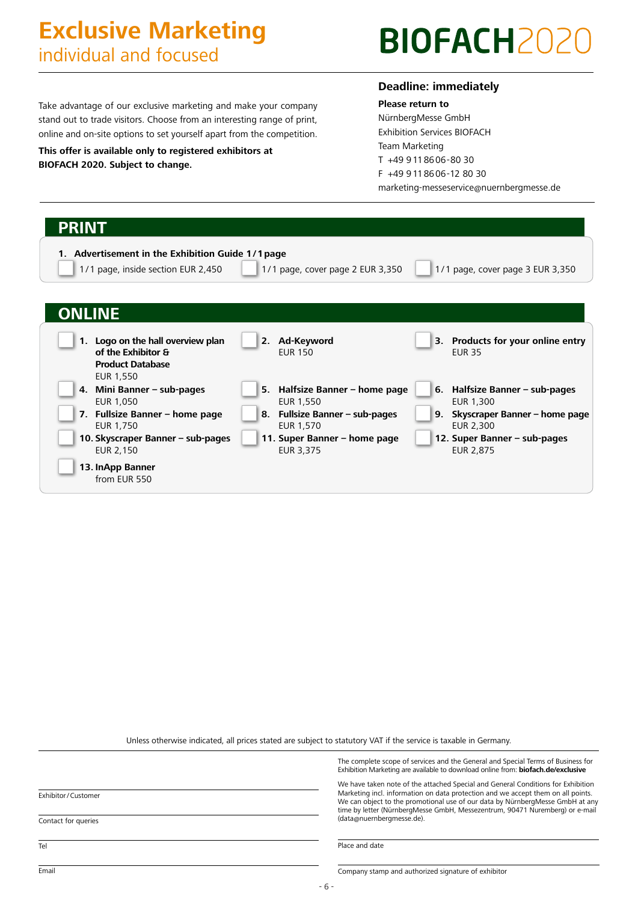# Exclusive Marketing
individual and focused

**BIOFACH**2020

Take advantage of our exclusive marketing and make your company stand out to trade visitors. Choose from an interesting range of print, online and on-site options to set yourself apart from the competition.

**This offer is available only to registered exhibitors at BIOFACH 2020. Subject to change.**

## Deadline: immediately

**Please return to**
NürnbergMesse GmbH
Exhibition Services BIOFACH
Team Marketing
T +49 9 11 86 06-80 30
F +49 9 11 86 06-12 80 30
marketing-messeservice@nuernbergmesse.de

## PRINT

**1. Advertisement in the Exhibition Guide 1/1 page**

- ☐ 1/1 page, inside section EUR 2,450
- ☐ 1/1 page, cover page 2 EUR 3,350
- ☐ 1/1 page, cover page 3 EUR 3,350

## ONLINE

- ☐ **1. Logo on the hall overview plan of the Exhibitor & Product Database** EUR 1,550
- ☐ **2. Ad-Keyword** EUR 150
- ☐ **3. Products for your online entry** EUR 35
- ☐ **4. Mini Banner – sub-pages** EUR 1,050
- ☐ **5. Halfsize Banner – home page** EUR 1,550
- ☐ **6. Halfsize Banner – sub-pages** EUR 1,300
- ☐ **7. Fullsize Banner – home page** EUR 1,750
- ☐ **8. Fullsize Banner – sub-pages** EUR 1,570
- ☐ **9. Skyscraper Banner – home page** EUR 2,300
- ☐ **10. Skyscraper Banner – sub-pages** EUR 2,150
- ☐ **11. Super Banner – home page** EUR 3,375
- ☐ **12. Super Banner – sub-pages** EUR 2,875
- ☐ **13. InApp Banner** from EUR 550

Unless otherwise indicated, all prices stated are subject to statutory VAT if the service is taxable in Germany.

The complete scope of services and the General and Special Terms of Business for Exhibition Marketing are available to download online from: **biofach.de/exclusive**

We have taken note of the attached Special and General Conditions for Exhibition Marketing incl. information on data protection and we accept them on all points. We can object to the promotional use of our data by NürnbergMesse GmbH at any time by letter (NürnbergMesse GmbH, Messezentrum, 90471 Nuremberg) or e-mail (data@nuernbergmesse.de).

Exhibitor / Customer

Contact for queries

Tel

Email

Place and date

Company stamp and authorized signature of exhibitor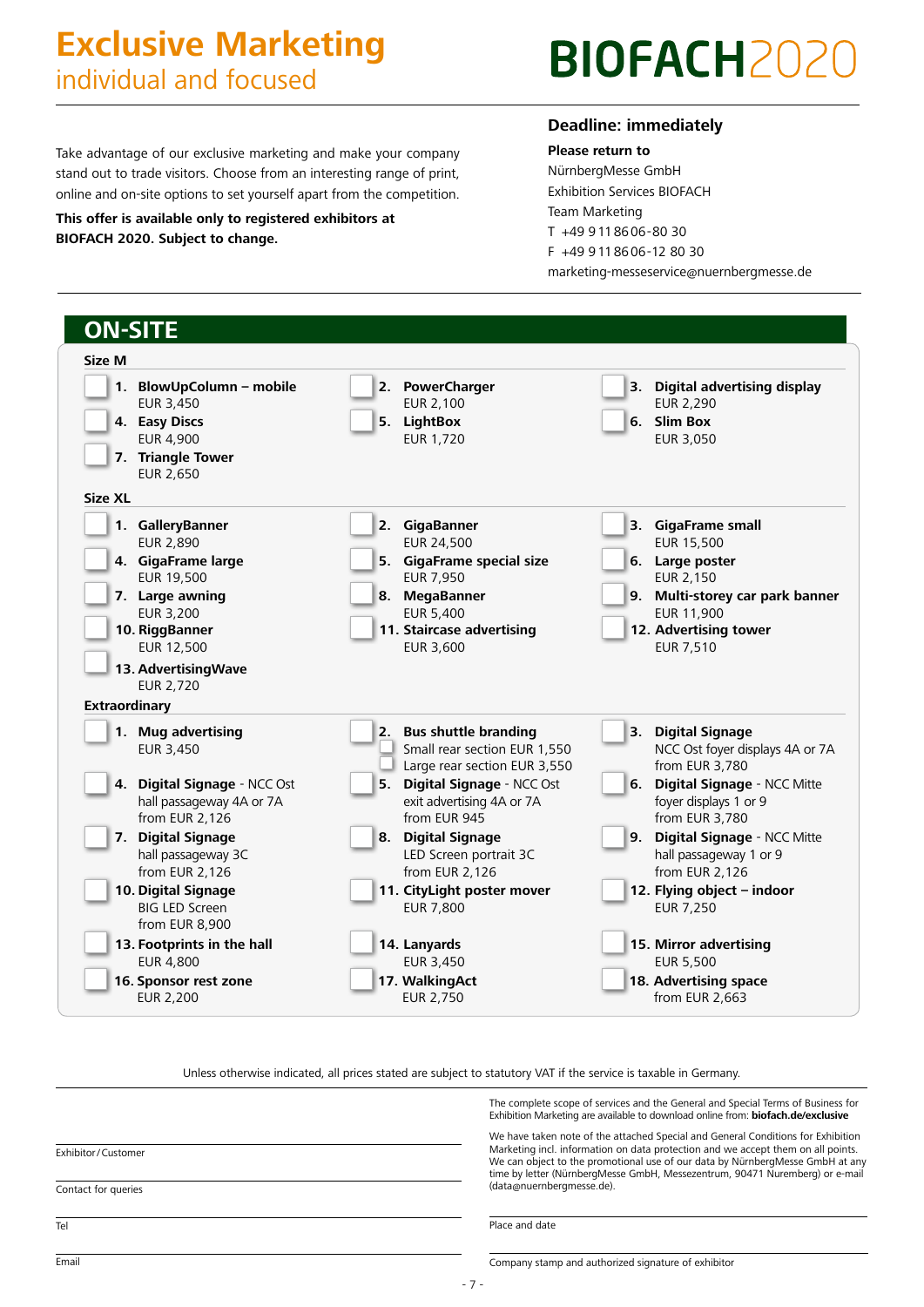# Exclusive Marketing
individual and focused

# BIOFACH2020

Take advantage of our exclusive marketing and make your company stand out to trade visitors. Choose from an interesting range of print, online and on-site options to set yourself apart from the competition.

**This offer is available only to registered exhibitors at BIOFACH 2020. Subject to change.**

### Deadline: immediately

**Please return to**
NürnbergMesse GmbH
Exhibition Services BIOFACH
Team Marketing
T +49 9 11 86 06-80 30
F +49 9 11 86 06-12 80 30
marketing-messeservice@nuernbergmesse.de

## ON-SITE

### Size M

- ☐ **1. BlowUpColumn – mobile** EUR 3,450
- ☐ **2. PowerCharger** EUR 2,100
- ☐ **3. Digital advertising display** EUR 2,290
- ☐ **4. Easy Discs** EUR 4,900
- ☐ **5. LightBox** EUR 1,720
- ☐ **6. Slim Box** EUR 3,050
- ☐ **7. Triangle Tower** EUR 2,650

### Size XL

- ☐ **1. GalleryBanner** EUR 2,890
- ☐ **2. GigaBanner** EUR 24,500
- ☐ **3. GigaFrame small** EUR 15,500
- ☐ **4. GigaFrame large** EUR 19,500
- ☐ **5. GigaFrame special size** EUR 7,950
- ☐ **6. Large poster** EUR 2,150
- ☐ **7. Large awning** EUR 3,200
- ☐ **8. MegaBanner** EUR 5,400
- ☐ **9. Multi-storey car park banner** EUR 11,900
- ☐ **10. RiggBanner** EUR 12,500
- ☐ **11. Staircase advertising** EUR 3,600
- ☐ **12. Advertising tower** EUR 7,510
- ☐ **13. AdvertisingWave** EUR 2,720

### Extraordinary

- ☐ **1. Mug advertising** EUR 3,450
- ☐ **2. Bus shuttle branding**
  - ☐ Small rear section EUR 1,550
  - ☐ Large rear section EUR 3,550
- ☐ **3. Digital Signage** NCC Ost foyer displays 4A or 7A from EUR 3,780
- ☐ **4. Digital Signage** - NCC Ost hall passageway 4A or 7A from EUR 2,126
- ☐ **5. Digital Signage** - NCC Ost exit advertising 4A or 7A from EUR 945
- ☐ **6. Digital Signage** - NCC Mitte foyer displays 1 or 9 from EUR 3,780
- ☐ **7. Digital Signage** hall passageway 3C from EUR 2,126
- ☐ **8. Digital Signage** LED Screen portrait 3C from EUR 2,126
- ☐ **9. Digital Signage** - NCC Mitte hall passageway 1 or 9 from EUR 2,126
- ☐ **10. Digital Signage** BIG LED Screen from EUR 8,900
- ☐ **11. CityLight poster mover** EUR 7,800
- ☐ **12. Flying object – indoor** EUR 7,250
- ☐ **13. Footprints in the hall** EUR 4,800
- ☐ **14. Lanyards** EUR 3,450
- ☐ **15. Mirror advertising** EUR 5,500
- ☐ **16. Sponsor rest zone** EUR 2,200
- ☐ **17. WalkingAct** EUR 2,750
- ☐ **18. Advertising space** from EUR 2,663

Unless otherwise indicated, all prices stated are subject to statutory VAT if the service is taxable in Germany.

The complete scope of services and the General and Special Terms of Business for Exhibition Marketing are available to download online from: **biofach.de/exclusive**

We have taken note of the attached Special and General Conditions for Exhibition Marketing incl. information on data protection and we accept them on all points. We can object to the promotional use of our data by NürnbergMesse GmbH at any time by letter (NürnbergMesse GmbH, Messezentrum, 90471 Nuremberg) or e-mail (data@nuernbergmesse.de).

Exhibitor/Customer: ______________________

Contact for queries: ______________________

Tel: ______________________

Email: ______________________

Place and date: ______________________

Company stamp and authorized signature of exhibitor: ______________________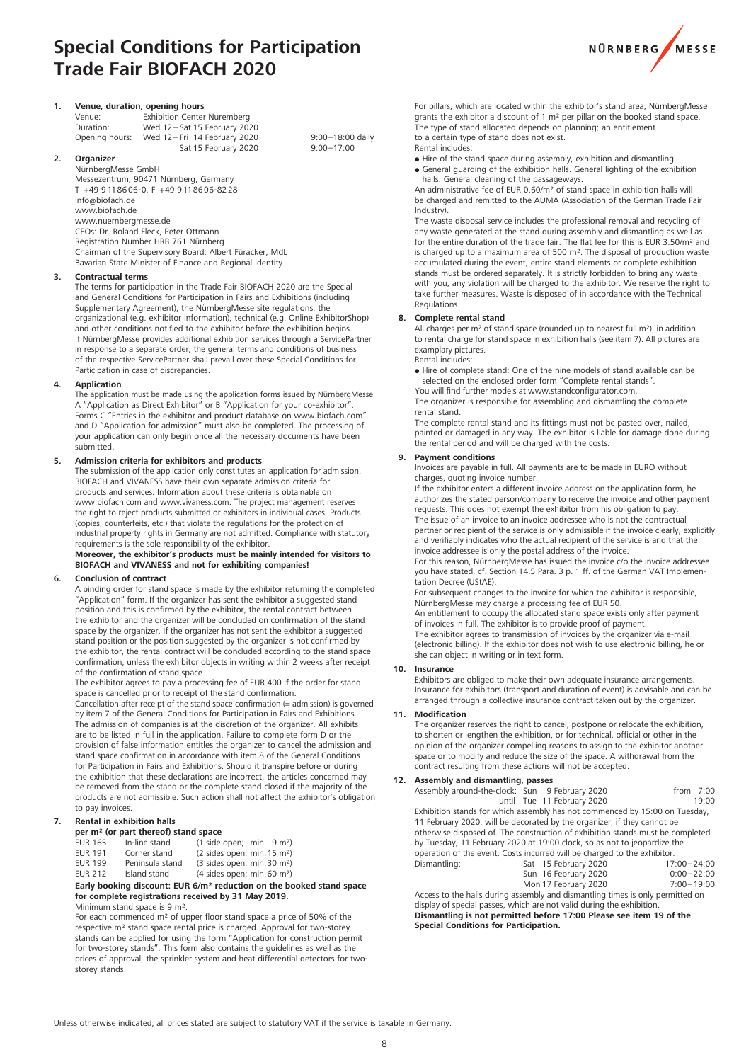# Special Conditions for Participation Trade Fair BIOFACH 2020

## 1. Venue, duration, opening hours

| | | |
|---|---|---|
| Venue: | Exhibition Center Nuremberg | |
| Duration: | Wed 12 – Sat 15 February 2020 | |
| Opening hours: | Wed 12 – Fri 14 February 2020 | 9:00 – 18:00 daily |
| | Sat 15 February 2020 | 9:00 – 17:00 |

## 2. Organizer

NürnbergMesse GmbH
Messezentrum, 90471 Nürnberg, Germany
T +49 9 11 86 06-0, F +49 9 11 86 06-82 28
info@biofach.de
www.biofach.de
www.nuernbergmesse.de
CEOs: Dr. Roland Fleck, Peter Ottmann
Registration Number HRB 761 Nürnberg
Chairman of the Supervisory Board: Albert Füracker, MdL
Bavarian State Minister of Finance and Regional Identity

## 3. Contractual terms

The terms for participation in the Trade Fair BIOFACH 2020 are the Special and General Conditions for Participation in Fairs and Exhibitions (including Supplementary Agreement), the NürnbergMesse site regulations, the organizational (e.g. exhibitor information), technical (e.g. Online ExhibitorShop) and other conditions notified to the exhibitor before the exhibition begins. If NürnbergMesse provides additional exhibition services through a ServicePartner in response to a separate order, the general terms and conditions of business of the respective ServicePartner shall prevail over these Special Conditions for Participation in case of discrepancies.

## 4. Application

The application must be made using the application forms issued by NürnbergMesse A "Application as Direct Exhibitor" or B "Application for your co-exhibitor". Forms C "Entries in the exhibitor and product database on www.biofach.com" and D "Application for admission" must also be completed. The processing of your application can only begin once all the necessary documents have been submitted.

## 5. Admission criteria for exhibitors and products

The submission of the application only constitutes an application for admission. BIOFACH and VIVANESS have their own separate admission criteria for products and services. Information about these criteria is obtainable on www.biofach.com and www.vivaness.com. The project management reserves the right to reject products submitted or exhibitors in individual cases. Products (copies, counterfeits, etc.) that violate the regulations for the protection of industrial property rights in Germany are not admitted. Compliance with statutory requirements is the sole responsibility of the exhibitor.

**Moreover, the exhibitor's products must be mainly intended for visitors to BIOFACH and VIVANESS and not for exhibiting companies!**

## 6. Conclusion of contract

A binding order for stand space is made by the exhibitor returning the completed "Application" form. If the organizer has sent the exhibitor a suggested stand position and this is confirmed by the exhibitor, the rental contract between the exhibitor and the organizer will be concluded on confirmation of the stand space by the organizer. If the organizer has not sent the exhibitor a suggested stand position or the position suggested by the organizer is not confirmed by the exhibitor, the rental contract will be concluded according to the stand space confirmation, unless the exhibitor objects in writing within 2 weeks after receipt of the confirmation of stand space.

The exhibitor agrees to pay a processing fee of EUR 400 if the order for stand space is cancelled prior to receipt of the stand confirmation.

Cancellation after receipt of the stand space confirmation (= admission) is governed by item 7 of the General Conditions for Participation in Fairs and Exhibitions. The admission of companies is at the discretion of the organizer. All exhibits are to be listed in full in the application. Failure to complete form D or the provision of false information entitles the organizer to cancel the admission and stand space confirmation in accordance with item 8 of the General Conditions for Participation in Fairs and Exhibitions. Should it transpire before or during the exhibition that these declarations are incorrect, the articles concerned may be removed from the stand or the complete stand closed if the majority of the products are not admissible. Such action shall not affect the exhibitor's obligation to pay invoices.

## 7. Rental in exhibition halls

**per m² (or part thereof) stand space**

| | | |
|---|---|---|
| EUR 165 | In-line stand | (1 side open; min. 9 m²) |
| EUR 191 | Corner stand | (2 sides open; min. 15 m²) |
| EUR 199 | Peninsula stand | (3 sides open; min. 30 m²) |
| EUR 212 | Island stand | (4 sides open; min. 60 m²) |

**Early booking discount: EUR 6/m² reduction on the booked stand space for complete registrations received by 31 May 2019.**

Minimum stand space is 9 m².

For each commenced m² of upper floor stand space a price of 50% of the respective m² stand space rental price is charged. Approval for two-storey stands can be applied for using the form "Application for construction permit for two-storey stands". This form also contains the guidelines as well as the prices of approval, the sprinkler system and heat differential detectors for two-storey stands.

For pillars, which are located within the exhibitor's stand area, NürnbergMesse grants the exhibitor a discount of 1 m² per pillar on the booked stand space. The type of stand allocated depends on planning; an entitlement to a certain type of stand does not exist.

Rental includes:

- Hire of the stand space during assembly, exhibition and dismantling.
- General guarding of the exhibition halls. General lighting of the exhibition halls. General cleaning of the passageways.

An administrative fee of EUR 0.60/m² of stand space in exhibition halls will be charged and remitted to the AUMA (Association of the German Trade Fair Industry).

The waste disposal service includes the professional removal and recycling of any waste generated at the stand during assembly and dismantling as well as for the entire duration of the trade fair. The flat fee for this is EUR 3.50/m² and is charged up to a maximum area of 500 m². The disposal of production waste accumulated during the event, entire stand elements or complete exhibition stands must be ordered separately. It is strictly forbidden to bring any waste with you, any violation will be charged to the exhibitor. We reserve the right to take further measures. Waste is disposed of in accordance with the Technical Regulations.

## 8. Complete rental stand

All charges per m² of stand space (rounded up to nearest full m²), in addition to rental charge for stand space in exhibition halls (see item 7). All pictures are examplary pictures.

Rental includes:

- Hire of complete stand: One of the nine models of stand available can be selected on the enclosed order form "Complete rental stands".

You will find further models at www.standconfigurator.com.

The organizer is responsible for assembling and dismantling the complete rental stand.

The complete rental stand and its fittings must not be pasted over, nailed, painted or damaged in any way. The exhibitor is liable for damage done during the rental period and will be charged with the costs.

## 9. Payment conditions

Invoices are payable in full. All payments are to be made in EURO without charges, quoting invoice number.

If the exhibitor enters a different invoice address on the application form, he authorizes the stated person/company to receive the invoice and other payment requests. This does not exempt the exhibitor from his obligation to pay.

The issue of an invoice to an invoice addressee who is not the contractual partner or recipient of the service is only admissible if the invoice clearly, explicitly and verifiably indicates who the actual recipient of the service is and that the invoice addressee is only the postal address of the invoice.

For this reason, NürnbergMesse has issued the invoice c/o the invoice addressee you have stated, cf. Section 14.5 Para. 3 p. 1 ff. of the German VAT Implementation Decree (UStAE).

For subsequent changes to the invoice for which the exhibitor is responsible, NürnbergMesse may charge a processing fee of EUR 50.

An entitlement to occupy the allocated stand space exists only after payment of invoices in full. The exhibitor is to provide proof of payment.

The exhibitor agrees to transmission of invoices by the organizer via e-mail (electronic billing). If the exhibitor does not wish to use electronic billing, he or she can object in writing or in text form.

## 10. Insurance

Exhibitors are obliged to make their own adequate insurance arrangements. Insurance for exhibitors (transport and duration of event) is advisable and can be arranged through a collective insurance contract taken out by the organizer.

## 11. Modification

The organizer reserves the right to cancel, postpone or relocate the exhibition, to shorten or lengthen the exhibition, or for technical, official or other in the opinion of the organizer compelling reasons to assign to the exhibitor another space or to modify and reduce the size of the space. A withdrawal from the contract resulting from these actions will not be accepted.

## 12. Assembly and dismantling, passes

| | | |
|---|---|---|
| Assembly around-the-clock: | Sun 9 February 2020 | from 7:00 |
| | until Tue 11 February 2020 | 19:00 |

Exhibition stands for which assembly has not commenced by 15:00 on Tuesday, 11 February 2020, will be decorated by the organizer, if they cannot be otherwise disposed of. The construction of exhibition stands must be completed by Tuesday, 11 February 2020 at 19:00 clock, so as not to jeopardize the operation of the event. Costs incurred will be charged to the exhibitor.

| | | |
|---|---|---|
| Dismantling: | Sat 15 February 2020 | 17:00 – 24:00 |
| | Sun 16 February 2020 | 0:00 – 22:00 |
| | Mon 17 February 2020 | 7:00 – 19:00 |

Access to the halls during assembly and dismantling times is only permitted on display of special passes, which are not valid during the exhibition.

**Dismantling is not permitted before 17:00 Please see item 19 of the Special Conditions for Participation.**

Unless otherwise indicated, all prices stated are subject to statutory VAT if the service is taxable in Germany.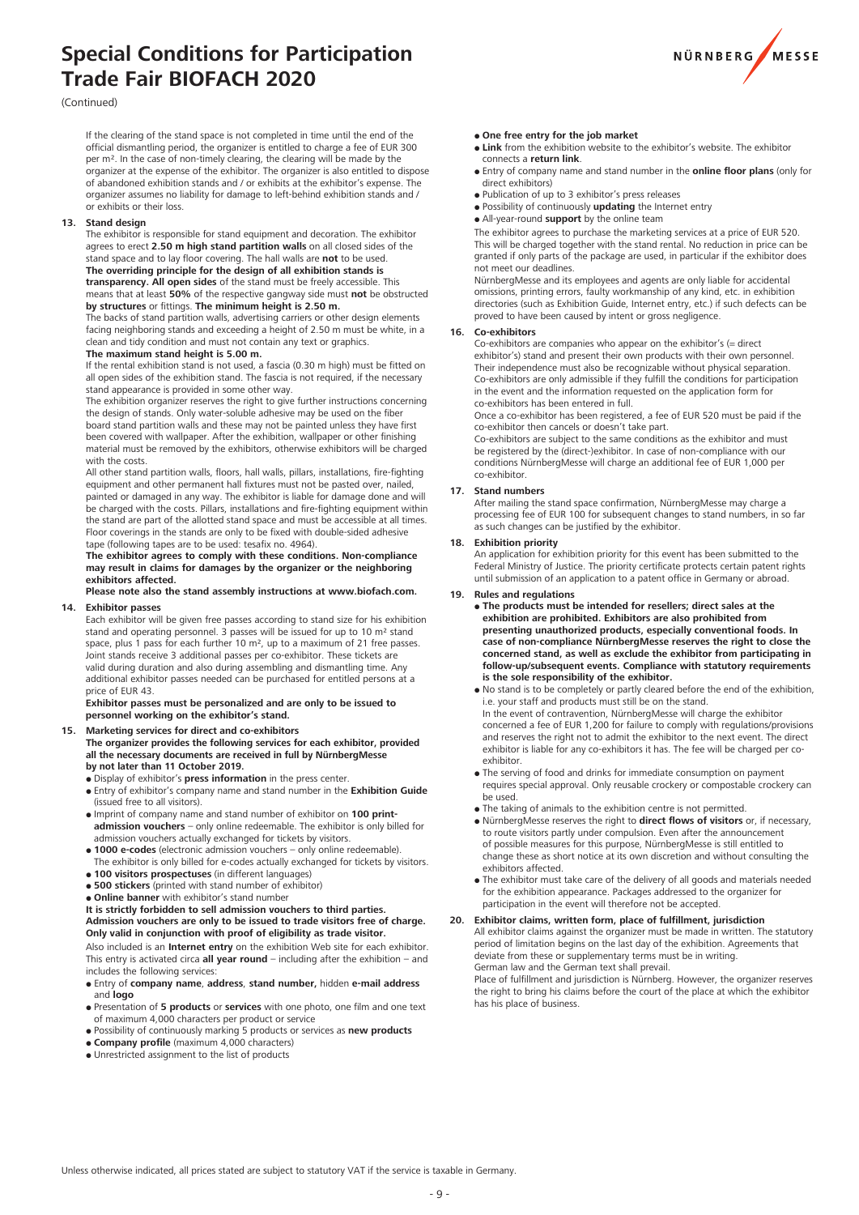# Special Conditions for Participation Trade Fair BIOFACH 2020

(Continued)

If the clearing of the stand space is not completed in time until the end of the official dismantling period, the organizer is entitled to charge a fee of EUR 300 per m². In the case of non-timely clearing, the clearing will be made by the organizer at the expense of the exhibitor. The organizer is also entitled to dispose of abandoned exhibition stands and / or exhibits at the exhibitor's expense. The organizer assumes no liability for damage to left-behind exhibition stands and / or exhibits or their loss.

**13. Stand design**

The exhibitor is responsible for stand equipment and decoration. The exhibitor agrees to erect **2.50 m high stand partition walls** on all closed sides of the stand space and to lay floor covering. The hall walls are **not** to be used. **The overriding principle for the design of all exhibition stands is transparency. All open sides** of the stand must be freely accessible. This means that at least **50%** of the respective gangway side must **not** be obstructed **by structures** or fittings. **The minimum height is 2.50 m.**

The backs of stand partition walls, advertising carriers or other design elements facing neighboring stands and exceeding a height of 2.50 m must be white, in a clean and tidy condition and must not contain any text or graphics.

**The maximum stand height is 5.00 m.**

If the rental exhibition stand is not used, a fascia (0.30 m high) must be fitted on all open sides of the exhibition stand. The fascia is not required, if the necessary stand appearance is provided in some other way.

The exhibition organizer reserves the right to give further instructions concerning the design of stands. Only water-soluble adhesive may be used on the fiber board stand partition walls and these may not be painted unless they have first been covered with wallpaper. After the exhibition, wallpaper or other finishing material must be removed by the exhibitors, otherwise exhibitors will be charged with the costs.

All other stand partition walls, floors, hall walls, pillars, installations, fire-fighting equipment and other permanent hall fixtures must not be pasted over, nailed, painted or damaged in any way. The exhibitor is liable for damage done and will be charged with the costs. Pillars, installations and fire-fighting equipment within the stand are part of the allotted stand space and must be accessible at all times. Floor coverings in the stands are only to be fixed with double-sided adhesive tape (following tapes are to be used: tesafix no. 4964).

**The exhibitor agrees to comply with these conditions. Non-compliance may result in claims for damages by the organizer or the neighboring exhibitors affected.**

**Please note also the stand assembly instructions at www.biofach.com.**

**14. Exhibitor passes**

Each exhibitor will be given free passes according to stand size for his exhibition stand and operating personnel. 3 passes will be issued for up to 10 m² stand space, plus 1 pass for each further 10 m², up to a maximum of 21 free passes. Joint stands receive 3 additional passes per co-exhibitor. These tickets are valid during duration and also during assembling and dismantling time. Any additional exhibitor passes needed can be purchased for entitled persons at a price of EUR 43.

**Exhibitor passes must be personalized and are only to be issued to personnel working on the exhibitor's stand.**

**15. Marketing services for direct and co-exhibitors**

**The organizer provides the following services for each exhibitor, provided all the necessary documents are received in full by NürnbergMesse by not later than 11 October 2019.**

- Display of exhibitor's **press information** in the press center.
- Entry of exhibitor's company name and stand number in the **Exhibition Guide** (issued free to all visitors).
- Imprint of company name and stand number of exhibitor on **100 print-admission vouchers** – only online redeemable. The exhibitor is only billed for admission vouchers actually exchanged for tickets by visitors.
- **1000 e-codes** (electronic admission vouchers – only online redeemable). The exhibitor is only billed for e-codes actually exchanged for tickets by visitors.
- **100 visitors prospectuses** (in different languages)
- **500 stickers** (printed with stand number of exhibitor)
- **Online banner** with exhibitor's stand number

**It is strictly forbidden to sell admission vouchers to third parties. Admission vouchers are only to be issued to trade visitors free of charge. Only valid in conjunction with proof of eligibility as trade visitor.**

Also included is an **Internet entry** on the exhibition Web site for each exhibitor. This entry is activated circa **all year round** – including after the exhibition – and includes the following services:

- Entry of **company name**, **address**, **stand number,** hidden **e-mail address** and **logo**
- Presentation of **5 products** or **services** with one photo, one film and one text of maximum 4,000 characters per product or service
- Possibility of continuously marking 5 products or services as **new products**
- **Company profile** (maximum 4,000 characters)
- Unrestricted assignment to the list of products
- **One free entry for the job market**
- **Link** from the exhibition website to the exhibitor's website. The exhibitor connects a **return link**.
- Entry of company name and stand number in the **online floor plans** (only for direct exhibitors)
- Publication of up to 3 exhibitor's press releases
- Possibility of continuously **updating** the Internet entry
- All-year-round **support** by the online team

The exhibitor agrees to purchase the marketing services at a price of EUR 520. This will be charged together with the stand rental. No reduction in price can be granted if only parts of the package are used, in particular if the exhibitor does not meet our deadlines.

NürnbergMesse and its employees and agents are only liable for accidental omissions, printing errors, faulty workmanship of any kind, etc. in exhibition directories (such as Exhibition Guide, Internet entry, etc.) if such defects can be proved to have been caused by intent or gross negligence.

**16. Co-exhibitors**

Co-exhibitors are companies who appear on the exhibitor's (= direct exhibitor's) stand and present their own products with their own personnel. Their independence must also be recognizable without physical separation. Co-exhibitors are only admissible if they fulfill the conditions for participation in the event and the information requested on the application form for co-exhibitors has been entered in full.

Once a co-exhibitor has been registered, a fee of EUR 520 must be paid if the co-exhibitor then cancels or doesn't take part.

Co-exhibitors are subject to the same conditions as the exhibitor and must be registered by the (direct-)exhibitor. In case of non-compliance with our conditions NürnbergMesse will charge an additional fee of EUR 1,000 per co-exhibitor.

**17. Stand numbers**

After mailing the stand space confirmation, NürnbergMesse may charge a processing fee of EUR 100 for subsequent changes to stand numbers, in so far as such changes can be justified by the exhibitor.

**18. Exhibition priority**

An application for exhibition priority for this event has been submitted to the Federal Ministry of Justice. The priority certificate protects certain patent rights until submission of an application to a patent office in Germany or abroad.

**19. Rules and regulations**

- **The products must be intended for resellers; direct sales at the exhibition are prohibited. Exhibitors are also prohibited from presenting unauthorized products, especially conventional foods. In case of non-compliance NürnbergMesse reserves the right to close the concerned stand, as well as exclude the exhibitor from participating in follow-up/subsequent events. Compliance with statutory requirements is the sole responsibility of the exhibitor.**
- No stand is to be completely or partly cleared before the end of the exhibition, i.e. your staff and products must still be on the stand. In the event of contravention, NürnbergMesse will charge the exhibitor concerned a fee of EUR 1,200 for failure to comply with regulations/provisions and reserves the right not to admit the exhibitor to the next event. The direct exhibitor is liable for any co-exhibitors it has. The fee will be charged per co-exhibitor.
- The serving of food and drinks for immediate consumption on payment requires special approval. Only reusable crockery or compostable crockery can be used.
- The taking of animals to the exhibition centre is not permitted.
- NürnbergMesse reserves the right to **direct flows of visitors** or, if necessary, to route visitors partly under compulsion. Even after the announcement of possible measures for this purpose, NürnbergMesse is still entitled to change these as short notice at its own discretion and without consulting the exhibitors affected.
- The exhibitor must take care of the delivery of all goods and materials needed for the exhibition appearance. Packages addressed to the organizer for participation in the event will therefore not be accepted.

**20. Exhibitor claims, written form, place of fulfillment, jurisdiction**

All exhibitor claims against the organizer must be made in written. The statutory period of limitation begins on the last day of the exhibition. Agreements that deviate from these or supplementary terms must be in writing.

German law and the German text shall prevail.

Place of fulfillment and jurisdiction is Nürnberg. However, the organizer reserves the right to bring his claims before the court of the place at which the exhibitor has his place of business.

Unless otherwise indicated, all prices stated are subject to statutory VAT if the service is taxable in Germany.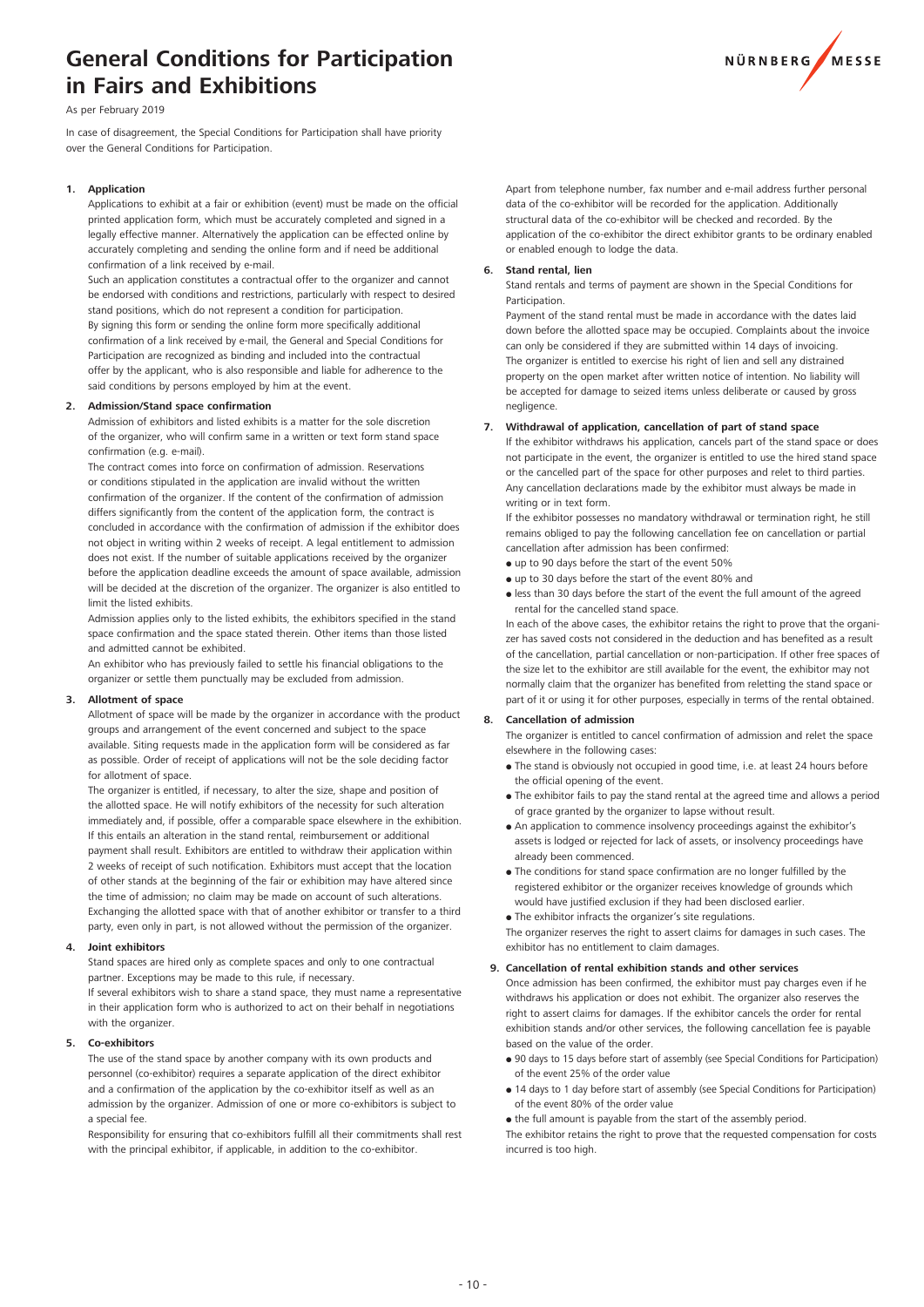# General Conditions for Participation in Fairs and Exhibitions

As per February 2019

In case of disagreement, the Special Conditions for Participation shall have priority over the General Conditions for Participation.

### 1. Application

Applications to exhibit at a fair or exhibition (event) must be made on the official printed application form, which must be accurately completed and signed in a legally effective manner. Alternatively the application can be effected online by accurately completing and sending the online form and if need be additional confirmation of a link received by e-mail.

Such an application constitutes a contractual offer to the organizer and cannot be endorsed with conditions and restrictions, particularly with respect to desired stand positions, which do not represent a condition for participation.

By signing this form or sending the online form more specifically additional confirmation of a link received by e-mail, the General and Special Conditions for Participation are recognized as binding and included into the contractual offer by the applicant, who is also responsible and liable for adherence to the said conditions by persons employed by him at the event.

### 2. Admission/Stand space confirmation

Admission of exhibitors and listed exhibits is a matter for the sole discretion of the organizer, who will confirm same in a written or text form stand space confirmation (e.g. e-mail).

The contract comes into force on confirmation of admission. Reservations or conditions stipulated in the application are invalid without the written confirmation of the organizer. If the content of the confirmation of admission differs significantly from the content of the application form, the contract is concluded in accordance with the confirmation of admission if the exhibitor does not object in writing within 2 weeks of receipt. A legal entitlement to admission does not exist. If the number of suitable applications received by the organizer before the application deadline exceeds the amount of space available, admission will be decided at the discretion of the organizer. The organizer is also entitled to limit the listed exhibits.

Admission applies only to the listed exhibits, the exhibitors specified in the stand space confirmation and the space stated therein. Other items than those listed and admitted cannot be exhibited.

An exhibitor who has previously failed to settle his financial obligations to the organizer or settle them punctually may be excluded from admission.

### 3. Allotment of space

Allotment of space will be made by the organizer in accordance with the product groups and arrangement of the event concerned and subject to the space available. Siting requests made in the application form will be considered as far as possible. Order of receipt of applications will not be the sole deciding factor for allotment of space.

The organizer is entitled, if necessary, to alter the size, shape and position of the allotted space. He will notify exhibitors of the necessity for such alteration immediately and, if possible, offer a comparable space elsewhere in the exhibition. If this entails an alteration in the stand rental, reimbursement or additional payment shall result. Exhibitors are entitled to withdraw their application within 2 weeks of receipt of such notification. Exhibitors must accept that the location of other stands at the beginning of the fair or exhibition may have altered since the time of admission; no claim may be made on account of such alterations. Exchanging the allotted space with that of another exhibitor or transfer to a third party, even only in part, is not allowed without the permission of the organizer.

### 4. Joint exhibitors

Stand spaces are hired only as complete spaces and only to one contractual partner. Exceptions may be made to this rule, if necessary.

If several exhibitors wish to share a stand space, they must name a representative in their application form who is authorized to act on their behalf in negotiations with the organizer.

### 5. Co-exhibitors

The use of the stand space by another company with its own products and personnel (co-exhibitor) requires a separate application of the direct exhibitor and a confirmation of the application by the co-exhibitor itself as well as an admission by the organizer. Admission of one or more co-exhibitors is subject to a special fee.

Responsibility for ensuring that co-exhibitors fulfill all their commitments shall rest with the principal exhibitor, if applicable, in addition to the co-exhibitor.

Apart from telephone number, fax number and e-mail address further personal data of the co-exhibitor will be recorded for the application. Additionally structural data of the co-exhibitor will be checked and recorded. By the application of the co-exhibitor the direct exhibitor grants to be ordinary enabled or enabled enough to lodge the data.

### 6. Stand rental, lien

Stand rentals and terms of payment are shown in the Special Conditions for Participation.

Payment of the stand rental must be made in accordance with the dates laid down before the allotted space may be occupied. Complaints about the invoice can only be considered if they are submitted within 14 days of invoicing.

The organizer is entitled to exercise his right of lien and sell any distrained property on the open market after written notice of intention. No liability will be accepted for damage to seized items unless deliberate or caused by gross negligence.

### 7. Withdrawal of application, cancellation of part of stand space

If the exhibitor withdraws his application, cancels part of the stand space or does not participate in the event, the organizer is entitled to use the hired stand space or the cancelled part of the space for other purposes and relet to third parties. Any cancellation declarations made by the exhibitor must always be made in writing or in text form.

If the exhibitor possesses no mandatory withdrawal or termination right, he still remains obliged to pay the following cancellation fee on cancellation or partial cancellation after admission has been confirmed:

- up to 90 days before the start of the event 50%
- up to 30 days before the start of the event 80% and
- less than 30 days before the start of the event the full amount of the agreed rental for the cancelled stand space.

In each of the above cases, the exhibitor retains the right to prove that the organizer has saved costs not considered in the deduction and has benefited as a result of the cancellation, partial cancellation or non-participation. If other free spaces of the size let to the exhibitor are still available for the event, the exhibitor may not normally claim that the organizer has benefited from reletting the stand space or part of it or using it for other purposes, especially in terms of the rental obtained.

### 8. Cancellation of admission

The organizer is entitled to cancel confirmation of admission and relet the space elsewhere in the following cases:

- The stand is obviously not occupied in good time, i.e. at least 24 hours before the official opening of the event.
- The exhibitor fails to pay the stand rental at the agreed time and allows a period of grace granted by the organizer to lapse without result.
- An application to commence insolvency proceedings against the exhibitor's assets is lodged or rejected for lack of assets, or insolvency proceedings have already been commenced.
- The conditions for stand space confirmation are no longer fulfilled by the registered exhibitor or the organizer receives knowledge of grounds which would have justified exclusion if they had been disclosed earlier.
- The exhibitor infracts the organizer's site regulations.

The organizer reserves the right to assert claims for damages in such cases. The exhibitor has no entitlement to claim damages.

### 9. Cancellation of rental exhibition stands and other services

Once admission has been confirmed, the exhibitor must pay charges even if he withdraws his application or does not exhibit. The organizer also reserves the right to assert claims for damages. If the exhibitor cancels the order for rental exhibition stands and/or other services, the following cancellation fee is payable based on the value of the order.

- 90 days to 15 days before start of assembly (see Special Conditions for Participation) of the event 25% of the order value
- 14 days to 1 day before start of assembly (see Special Conditions for Participation) of the event 80% of the order value
- the full amount is payable from the start of the assembly period.

The exhibitor retains the right to prove that the requested compensation for costs incurred is too high.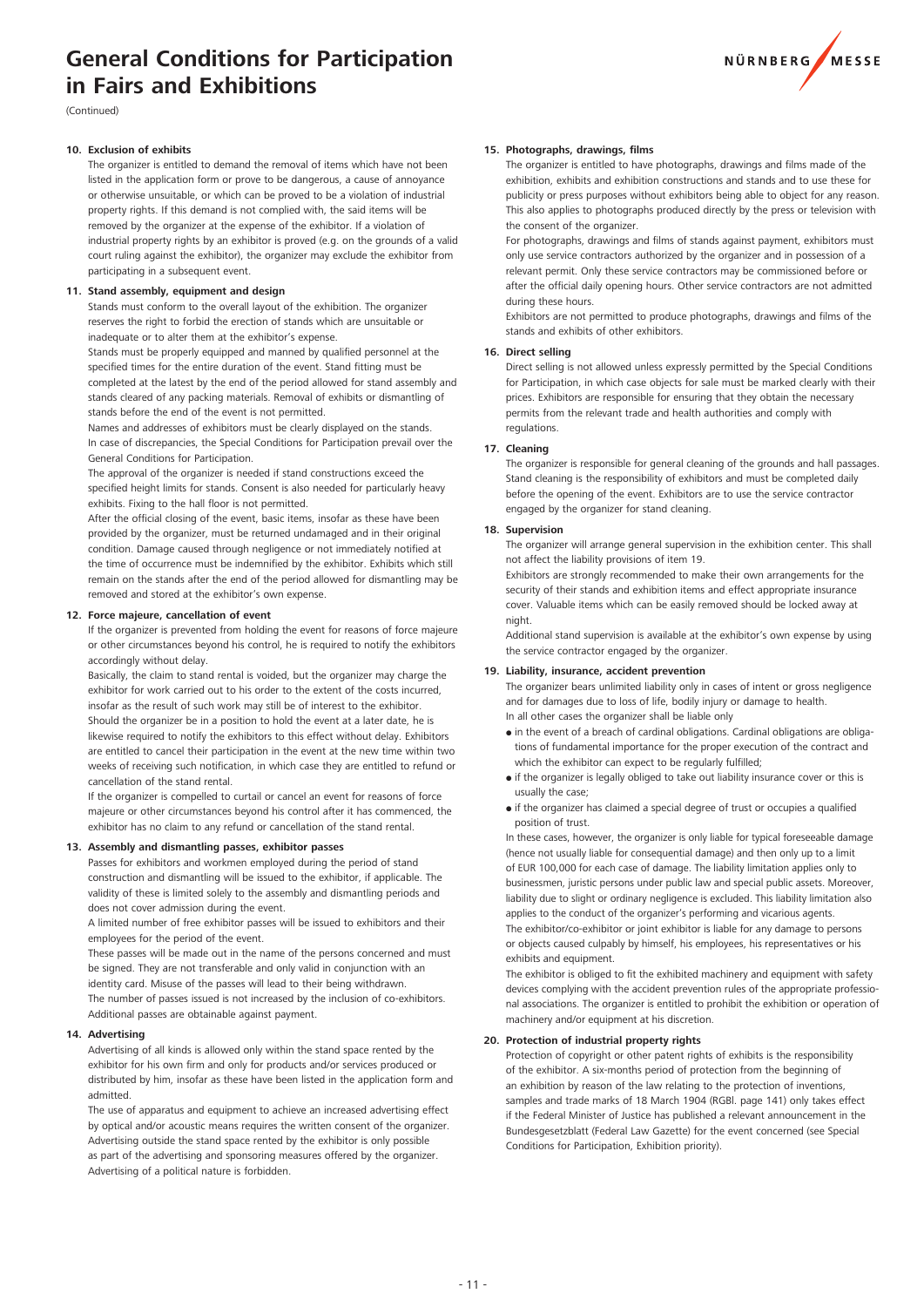# General Conditions for Participation in Fairs and Exhibitions

(Continued)

**10. Exclusion of exhibits**

The organizer is entitled to demand the removal of items which have not been listed in the application form or prove to be dangerous, a cause of annoyance or otherwise unsuitable, or which can be proved to be a violation of industrial property rights. If this demand is not complied with, the said items will be removed by the organizer at the expense of the exhibitor. If a violation of industrial property rights by an exhibitor is proved (e.g. on the grounds of a valid court ruling against the exhibitor), the organizer may exclude the exhibitor from participating in a subsequent event.

**11. Stand assembly, equipment and design**

Stands must conform to the overall layout of the exhibition. The organizer reserves the right to forbid the erection of stands which are unsuitable or inadequate or to alter them at the exhibitor's expense.

Stands must be properly equipped and manned by qualified personnel at the specified times for the entire duration of the event. Stand fitting must be completed at the latest by the end of the period allowed for stand assembly and stands cleared of any packing materials. Removal of exhibits or dismantling of stands before the end of the event is not permitted.

Names and addresses of exhibitors must be clearly displayed on the stands.

In case of discrepancies, the Special Conditions for Participation prevail over the General Conditions for Participation.

The approval of the organizer is needed if stand constructions exceed the specified height limits for stands. Consent is also needed for particularly heavy exhibits. Fixing to the hall floor is not permitted.

After the official closing of the event, basic items, insofar as these have been provided by the organizer, must be returned undamaged and in their original condition. Damage caused through negligence or not immediately notified at the time of occurrence must be indemnified by the exhibitor. Exhibits which still remain on the stands after the end of the period allowed for dismantling may be removed and stored at the exhibitor's own expense.

**12. Force majeure, cancellation of event**

If the organizer is prevented from holding the event for reasons of force majeure or other circumstances beyond his control, he is required to notify the exhibitors accordingly without delay.

Basically, the claim to stand rental is voided, but the organizer may charge the exhibitor for work carried out to his order to the extent of the costs incurred, insofar as the result of such work may still be of interest to the exhibitor.

Should the organizer be in a position to hold the event at a later date, he is likewise required to notify the exhibitors to this effect without delay. Exhibitors are entitled to cancel their participation in the event at the new time within two weeks of receiving such notification, in which case they are entitled to refund or cancellation of the stand rental.

If the organizer is compelled to curtail or cancel an event for reasons of force majeure or other circumstances beyond his control after it has commenced, the exhibitor has no claim to any refund or cancellation of the stand rental.

**13. Assembly and dismantling passes, exhibitor passes**

Passes for exhibitors and workmen employed during the period of stand construction and dismantling will be issued to the exhibitor, if applicable. The validity of these is limited solely to the assembly and dismantling periods and does not cover admission during the event.

A limited number of free exhibitor passes will be issued to exhibitors and their employees for the period of the event.

These passes will be made out in the name of the persons concerned and must be signed. They are not transferable and only valid in conjunction with an identity card. Misuse of the passes will lead to their being withdrawn.

The number of passes issued is not increased by the inclusion of co-exhibitors. Additional passes are obtainable against payment.

**14. Advertising**

Advertising of all kinds is allowed only within the stand space rented by the exhibitor for his own firm and only for products and/or services produced or distributed by him, insofar as these have been listed in the application form and admitted.

The use of apparatus and equipment to achieve an increased advertising effect by optical and/or acoustic means requires the written consent of the organizer. Advertising outside the stand space rented by the exhibitor is only possible as part of the advertising and sponsoring measures offered by the organizer. Advertising of a political nature is forbidden.

**15. Photographs, drawings, films**

The organizer is entitled to have photographs, drawings and films made of the exhibition, exhibits and exhibition constructions and stands and to use these for publicity or press purposes without exhibitors being able to object for any reason. This also applies to photographs produced directly by the press or television with the consent of the organizer.

For photographs, drawings and films of stands against payment, exhibitors must only use service contractors authorized by the organizer and in possession of a relevant permit. Only these service contractors may be commissioned before or after the official daily opening hours. Other service contractors are not admitted during these hours.

Exhibitors are not permitted to produce photographs, drawings and films of the stands and exhibits of other exhibitors.

**16. Direct selling**

Direct selling is not allowed unless expressly permitted by the Special Conditions for Participation, in which case objects for sale must be marked clearly with their prices. Exhibitors are responsible for ensuring that they obtain the necessary permits from the relevant trade and health authorities and comply with regulations.

**17. Cleaning**

The organizer is responsible for general cleaning of the grounds and hall passages. Stand cleaning is the responsibility of exhibitors and must be completed daily before the opening of the event. Exhibitors are to use the service contractor engaged by the organizer for stand cleaning.

**18. Supervision**

The organizer will arrange general supervision in the exhibition center. This shall not affect the liability provisions of item 19.

Exhibitors are strongly recommended to make their own arrangements for the security of their stands and exhibition items and effect appropriate insurance cover. Valuable items which can be easily removed should be locked away at night.

Additional stand supervision is available at the exhibitor's own expense by using the service contractor engaged by the organizer.

**19. Liability, insurance, accident prevention**

The organizer bears unlimited liability only in cases of intent or gross negligence and for damages due to loss of life, bodily injury or damage to health.

In all other cases the organizer shall be liable only

- in the event of a breach of cardinal obligations. Cardinal obligations are obligations of fundamental importance for the proper execution of the contract and which the exhibitor can expect to be regularly fulfilled;
- if the organizer is legally obliged to take out liability insurance cover or this is usually the case;
- if the organizer has claimed a special degree of trust or occupies a qualified position of trust.

In these cases, however, the organizer is only liable for typical foreseeable damage (hence not usually liable for consequential damage) and then only up to a limit of EUR 100,000 for each case of damage. The liability limitation applies only to businessmen, juristic persons under public law and special public assets. Moreover, liability due to slight or ordinary negligence is excluded. This liability limitation also applies to the conduct of the organizer's performing and vicarious agents.

The exhibitor/co-exhibitor or joint exhibitor is liable for any damage to persons or objects caused culpably by himself, his employees, his representatives or his exhibits and equipment.

The exhibitor is obliged to fit the exhibited machinery and equipment with safety devices complying with the accident prevention rules of the appropriate professional associations. The organizer is entitled to prohibit the exhibition or operation of machinery and/or equipment at his discretion.

**20. Protection of industrial property rights**

Protection of copyright or other patent rights of exhibits is the responsibility of the exhibitor. A six-months period of protection from the beginning of an exhibition by reason of the law relating to the protection of inventions, samples and trade marks of 18 March 1904 (RGBl. page 141) only takes effect if the Federal Minister of Justice has published a relevant announcement in the Bundesgesetzblatt (Federal Law Gazette) for the event concerned (see Special Conditions for Participation, Exhibition priority).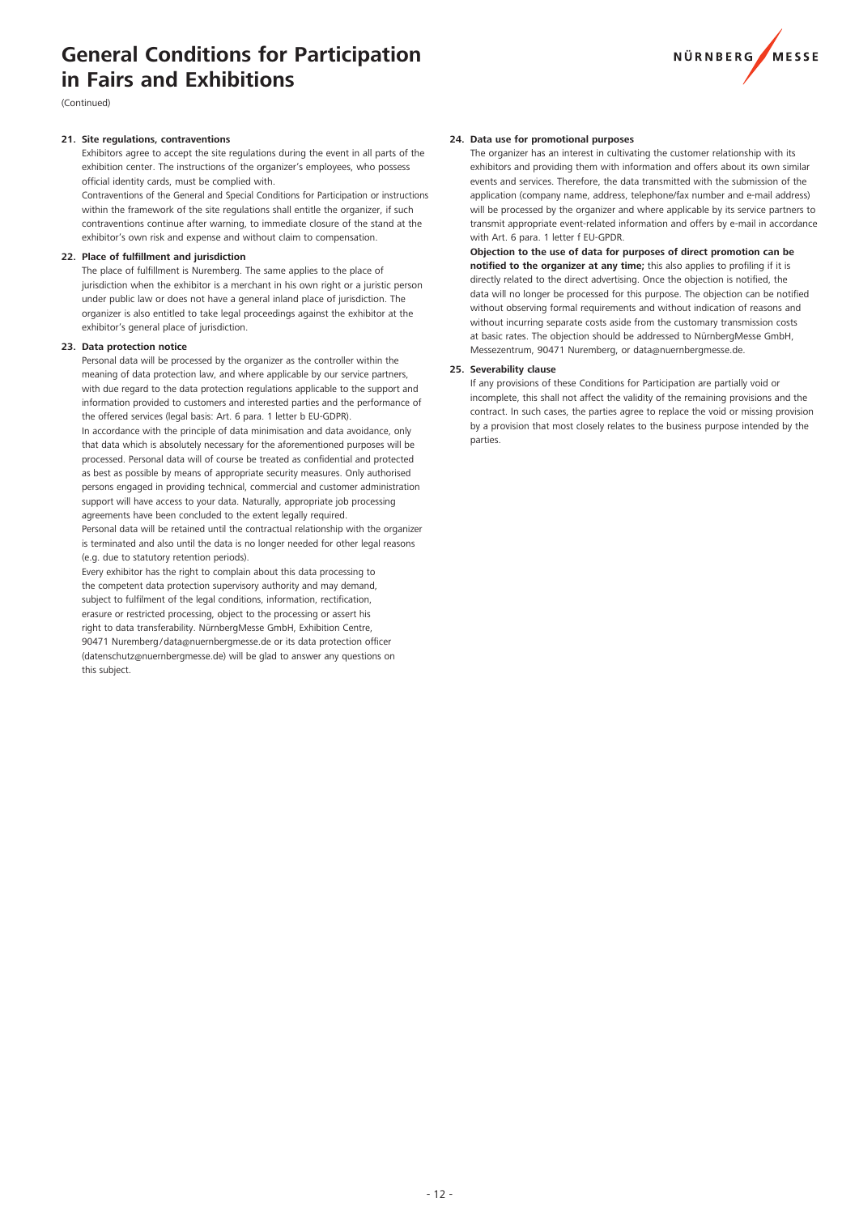# General Conditions for Participation in Fairs and Exhibitions

(Continued)

**21. Site regulations, contraventions**

Exhibitors agree to accept the site regulations during the event in all parts of the exhibition center. The instructions of the organizer's employees, who possess official identity cards, must be complied with.

Contraventions of the General and Special Conditions for Participation or instructions within the framework of the site regulations shall entitle the organizer, if such contraventions continue after warning, to immediate closure of the stand at the exhibitor's own risk and expense and without claim to compensation.

**22. Place of fulfillment and jurisdiction**

The place of fulfillment is Nuremberg. The same applies to the place of jurisdiction when the exhibitor is a merchant in his own right or a juristic person under public law or does not have a general inland place of jurisdiction. The organizer is also entitled to take legal proceedings against the exhibitor at the exhibitor's general place of jurisdiction.

**23. Data protection notice**

Personal data will be processed by the organizer as the controller within the meaning of data protection law, and where applicable by our service partners, with due regard to the data protection regulations applicable to the support and information provided to customers and interested parties and the performance of the offered services (legal basis: Art. 6 para. 1 letter b EU-GDPR).

In accordance with the principle of data minimisation and data avoidance, only that data which is absolutely necessary for the aforementioned purposes will be processed. Personal data will of course be treated as confidential and protected as best as possible by means of appropriate security measures. Only authorised persons engaged in providing technical, commercial and customer administration support will have access to your data. Naturally, appropriate job processing agreements have been concluded to the extent legally required.

Personal data will be retained until the contractual relationship with the organizer is terminated and also until the data is no longer needed for other legal reasons (e.g. due to statutory retention periods).

Every exhibitor has the right to complain about this data processing to the competent data protection supervisory authority and may demand, subject to fulfilment of the legal conditions, information, rectification, erasure or restricted processing, object to the processing or assert his right to data transferability. NürnbergMesse GmbH, Exhibition Centre, 90471 Nuremberg/data@nuernbergmesse.de or its data protection officer (datenschutz@nuernbergmesse.de) will be glad to answer any questions on this subject.

**24. Data use for promotional purposes**

The organizer has an interest in cultivating the customer relationship with its exhibitors and providing them with information and offers about its own similar events and services. Therefore, the data transmitted with the submission of the application (company name, address, telephone/fax number and e-mail address) will be processed by the organizer and where applicable by its service partners to transmit appropriate event-related information and offers by e-mail in accordance with Art. 6 para. 1 letter f EU-GPDR.

**Objection to the use of data for purposes of direct promotion can be notified to the organizer at any time;** this also applies to profiling if it is directly related to the direct advertising. Once the objection is notified, the data will no longer be processed for this purpose. The objection can be notified without observing formal requirements and without indication of reasons and without incurring separate costs aside from the customary transmission costs at basic rates. The objection should be addressed to NürnbergMesse GmbH, Messezentrum, 90471 Nuremberg, or data@nuernbergmesse.de.

**25. Severability clause**

If any provisions of these Conditions for Participation are partially void or incomplete, this shall not affect the validity of the remaining provisions and the contract. In such cases, the parties agree to replace the void or missing provision by a provision that most closely relates to the business purpose intended by the parties.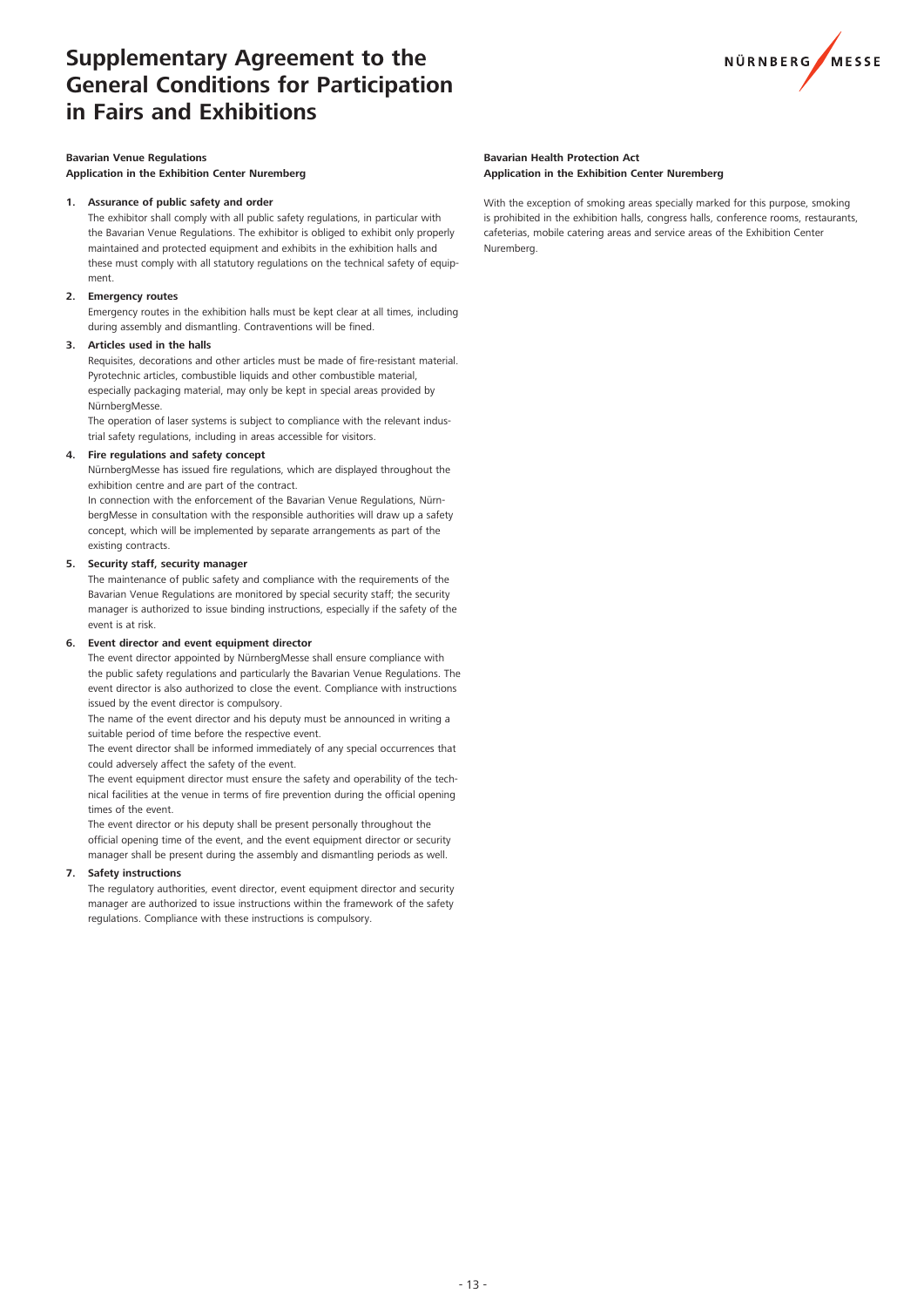# Supplementary Agreement to the General Conditions for Participation in Fairs and Exhibitions

NÜRNBERG MESSE

**Bavarian Venue Regulations**
**Application in the Exhibition Center Nuremberg**

1. **Assurance of public safety and order**
   The exhibitor shall comply with all public safety regulations, in particular with the Bavarian Venue Regulations. The exhibitor is obliged to exhibit only properly maintained and protected equipment and exhibits in the exhibition halls and these must comply with all statutory regulations on the technical safety of equipment.

2. **Emergency routes**
   Emergency routes in the exhibition halls must be kept clear at all times, including during assembly and dismantling. Contraventions will be fined.

3. **Articles used in the halls**
   Requisites, decorations and other articles must be made of fire-resistant material. Pyrotechnic articles, combustible liquids and other combustible material, especially packaging material, may only be kept in special areas provided by NürnbergMesse.
   The operation of laser systems is subject to compliance with the relevant industrial safety regulations, including in areas accessible for visitors.

4. **Fire regulations and safety concept**
   NürnbergMesse has issued fire regulations, which are displayed throughout the exhibition centre and are part of the contract.
   In connection with the enforcement of the Bavarian Venue Regulations, NürnbergMesse in consultation with the responsible authorities will draw up a safety concept, which will be implemented by separate arrangements as part of the existing contracts.

5. **Security staff, security manager**
   The maintenance of public safety and compliance with the requirements of the Bavarian Venue Regulations are monitored by special security staff; the security manager is authorized to issue binding instructions, especially if the safety of the event is at risk.

6. **Event director and event equipment director**
   The event director appointed by NürnbergMesse shall ensure compliance with the public safety regulations and particularly the Bavarian Venue Regulations. The event director is also authorized to close the event. Compliance with instructions issued by the event director is compulsory.
   The name of the event director and his deputy must be announced in writing a suitable period of time before the respective event.
   The event director shall be informed immediately of any special occurrences that could adversely affect the safety of the event.
   The event equipment director must ensure the safety and operability of the technical facilities at the venue in terms of fire prevention during the official opening times of the event.
   The event director or his deputy shall be present personally throughout the official opening time of the event, and the event equipment director or security manager shall be present during the assembly and dismantling periods as well.

7. **Safety instructions**
   The regulatory authorities, event director, event equipment director and security manager are authorized to issue instructions within the framework of the safety regulations. Compliance with these instructions is compulsory.

**Bavarian Health Protection Act**
**Application in the Exhibition Center Nuremberg**

With the exception of smoking areas specially marked for this purpose, smoking is prohibited in the exhibition halls, congress halls, conference rooms, restaurants, cafeterias, mobile catering areas and service areas of the Exhibition Center Nuremberg.